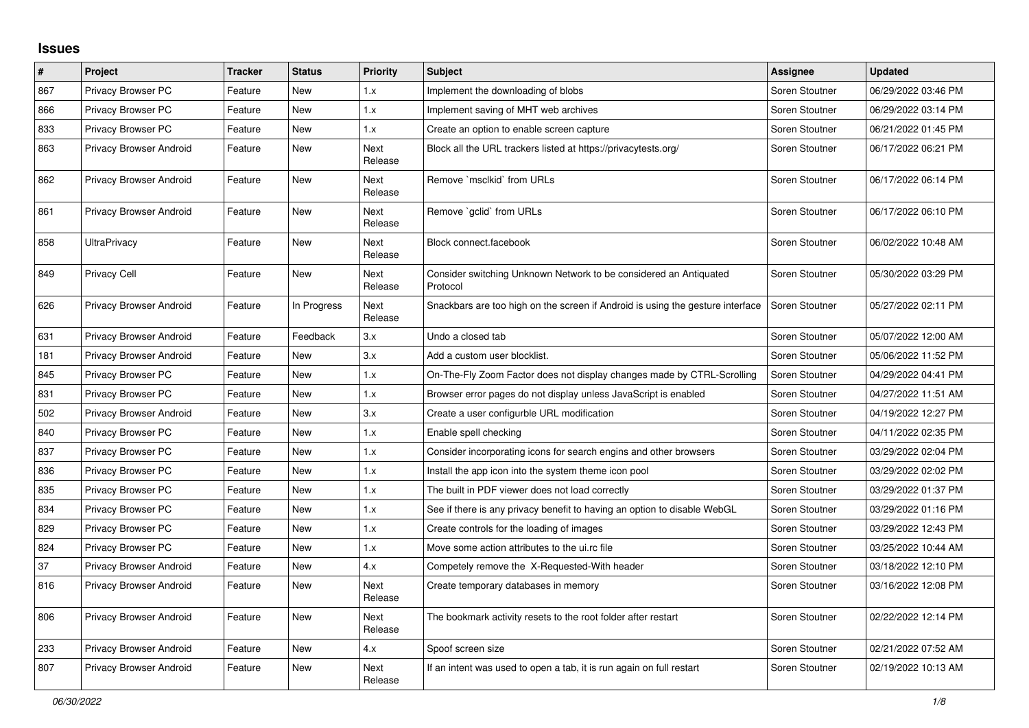## Issues

| # | Project | Tracker | Status | Priority | Subject | Assignee | Updated |
|---|---|---|---|---|---|---|---|
| 867 | Privacy Browser PC | Feature | New | 1.x | Implement the downloading of blobs | Soren Stoutner | 06/29/2022 03:46 PM |
| 866 | Privacy Browser PC | Feature | New | 1.x | Implement saving of MHT web archives | Soren Stoutner | 06/29/2022 03:14 PM |
| 833 | Privacy Browser PC | Feature | New | 1.x | Create an option to enable screen capture | Soren Stoutner | 06/21/2022 01:45 PM |
| 863 | Privacy Browser Android | Feature | New | Next Release | Block all the URL trackers listed at https://privacytests.org/ | Soren Stoutner | 06/17/2022 06:21 PM |
| 862 | Privacy Browser Android | Feature | New | Next Release | Remove `msclkid` from URLs | Soren Stoutner | 06/17/2022 06:14 PM |
| 861 | Privacy Browser Android | Feature | New | Next Release | Remove `gclid` from URLs | Soren Stoutner | 06/17/2022 06:10 PM |
| 858 | UltraPrivacy | Feature | New | Next Release | Block connect.facebook | Soren Stoutner | 06/02/2022 10:48 AM |
| 849 | Privacy Cell | Feature | New | Next Release | Consider switching Unknown Network to be considered an Antiquated Protocol | Soren Stoutner | 05/30/2022 03:29 PM |
| 626 | Privacy Browser Android | Feature | In Progress | Next Release | Snackbars are too high on the screen if Android is using the gesture interface | Soren Stoutner | 05/27/2022 02:11 PM |
| 631 | Privacy Browser Android | Feature | Feedback | 3.x | Undo a closed tab | Soren Stoutner | 05/07/2022 12:00 AM |
| 181 | Privacy Browser Android | Feature | New | 3.x | Add a custom user blocklist. | Soren Stoutner | 05/06/2022 11:52 PM |
| 845 | Privacy Browser PC | Feature | New | 1.x | On-The-Fly Zoom Factor does not display changes made by CTRL-Scrolling | Soren Stoutner | 04/29/2022 04:41 PM |
| 831 | Privacy Browser PC | Feature | New | 1.x | Browser error pages do not display unless JavaScript is enabled | Soren Stoutner | 04/27/2022 11:51 AM |
| 502 | Privacy Browser Android | Feature | New | 3.x | Create a user configurble URL modification | Soren Stoutner | 04/19/2022 12:27 PM |
| 840 | Privacy Browser PC | Feature | New | 1.x | Enable spell checking | Soren Stoutner | 04/11/2022 02:35 PM |
| 837 | Privacy Browser PC | Feature | New | 1.x | Consider incorporating icons for search engins and other browsers | Soren Stoutner | 03/29/2022 02:04 PM |
| 836 | Privacy Browser PC | Feature | New | 1.x | Install the app icon into the system theme icon pool | Soren Stoutner | 03/29/2022 02:02 PM |
| 835 | Privacy Browser PC | Feature | New | 1.x | The built in PDF viewer does not load correctly | Soren Stoutner | 03/29/2022 01:37 PM |
| 834 | Privacy Browser PC | Feature | New | 1.x | See if there is any privacy benefit to having an option to disable WebGL | Soren Stoutner | 03/29/2022 01:16 PM |
| 829 | Privacy Browser PC | Feature | New | 1.x | Create controls for the loading of images | Soren Stoutner | 03/29/2022 12:43 PM |
| 824 | Privacy Browser PC | Feature | New | 1.x | Move some action attributes to the ui.rc file | Soren Stoutner | 03/25/2022 10:44 AM |
| 37 | Privacy Browser Android | Feature | New | 4.x | Competely remove the X-Requested-With header | Soren Stoutner | 03/18/2022 12:10 PM |
| 816 | Privacy Browser Android | Feature | New | Next Release | Create temporary databases in memory | Soren Stoutner | 03/16/2022 12:08 PM |
| 806 | Privacy Browser Android | Feature | New | Next Release | The bookmark activity resets to the root folder after restart | Soren Stoutner | 02/22/2022 12:14 PM |
| 233 | Privacy Browser Android | Feature | New | 4.x | Spoof screen size | Soren Stoutner | 02/21/2022 07:52 AM |
| 807 | Privacy Browser Android | Feature | New | Next Release | If an intent was used to open a tab, it is run again on full restart | Soren Stoutner | 02/19/2022 10:13 AM |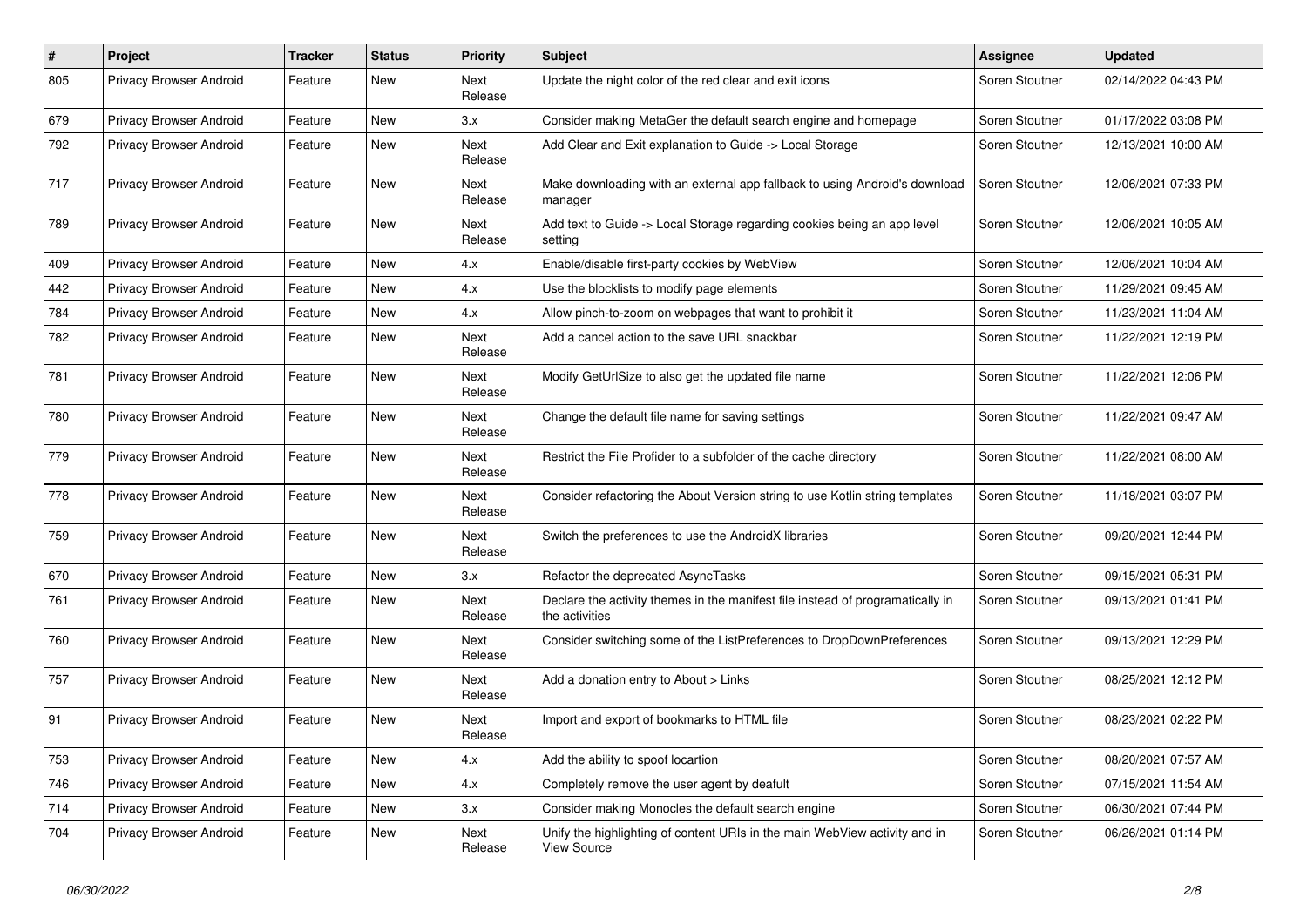| # | Project | Tracker | Status | Priority | Subject | Assignee | Updated |
|---|---|---|---|---|---|---|---|
| 805 | Privacy Browser Android | Feature | New | Next Release | Update the night color of the red clear and exit icons | Soren Stoutner | 02/14/2022 04:43 PM |
| 679 | Privacy Browser Android | Feature | New | 3.x | Consider making MetaGer the default search engine and homepage | Soren Stoutner | 01/17/2022 03:08 PM |
| 792 | Privacy Browser Android | Feature | New | Next Release | Add Clear and Exit explanation to Guide -> Local Storage | Soren Stoutner | 12/13/2021 10:00 AM |
| 717 | Privacy Browser Android | Feature | New | Next Release | Make downloading with an external app fallback to using Android's download manager | Soren Stoutner | 12/06/2021 07:33 PM |
| 789 | Privacy Browser Android | Feature | New | Next Release | Add text to Guide -> Local Storage regarding cookies being an app level setting | Soren Stoutner | 12/06/2021 10:05 AM |
| 409 | Privacy Browser Android | Feature | New | 4.x | Enable/disable first-party cookies by WebView | Soren Stoutner | 12/06/2021 10:04 AM |
| 442 | Privacy Browser Android | Feature | New | 4.x | Use the blocklists to modify page elements | Soren Stoutner | 11/29/2021 09:45 AM |
| 784 | Privacy Browser Android | Feature | New | 4.x | Allow pinch-to-zoom on webpages that want to prohibit it | Soren Stoutner | 11/23/2021 11:04 AM |
| 782 | Privacy Browser Android | Feature | New | Next Release | Add a cancel action to the save URL snackbar | Soren Stoutner | 11/22/2021 12:19 PM |
| 781 | Privacy Browser Android | Feature | New | Next Release | Modify GetUrlSize to also get the updated file name | Soren Stoutner | 11/22/2021 12:06 PM |
| 780 | Privacy Browser Android | Feature | New | Next Release | Change the default file name for saving settings | Soren Stoutner | 11/22/2021 09:47 AM |
| 779 | Privacy Browser Android | Feature | New | Next Release | Restrict the File Profider to a subfolder of the cache directory | Soren Stoutner | 11/22/2021 08:00 AM |
| 778 | Privacy Browser Android | Feature | New | Next Release | Consider refactoring the About Version string to use Kotlin string templates | Soren Stoutner | 11/18/2021 03:07 PM |
| 759 | Privacy Browser Android | Feature | New | Next Release | Switch the preferences to use the AndroidX libraries | Soren Stoutner | 09/20/2021 12:44 PM |
| 670 | Privacy Browser Android | Feature | New | 3.x | Refactor the deprecated AsyncTasks | Soren Stoutner | 09/15/2021 05:31 PM |
| 761 | Privacy Browser Android | Feature | New | Next Release | Declare the activity themes in the manifest file instead of programatically in the activities | Soren Stoutner | 09/13/2021 01:41 PM |
| 760 | Privacy Browser Android | Feature | New | Next Release | Consider switching some of the ListPreferences to DropDownPreferences | Soren Stoutner | 09/13/2021 12:29 PM |
| 757 | Privacy Browser Android | Feature | New | Next Release | Add a donation entry to About > Links | Soren Stoutner | 08/25/2021 12:12 PM |
| 91 | Privacy Browser Android | Feature | New | Next Release | Import and export of bookmarks to HTML file | Soren Stoutner | 08/23/2021 02:22 PM |
| 753 | Privacy Browser Android | Feature | New | 4.x | Add the ability to spoof locartion | Soren Stoutner | 08/20/2021 07:57 AM |
| 746 | Privacy Browser Android | Feature | New | 4.x | Completely remove the user agent by deafult | Soren Stoutner | 07/15/2021 11:54 AM |
| 714 | Privacy Browser Android | Feature | New | 3.x | Consider making Monocles the default search engine | Soren Stoutner | 06/30/2021 07:44 PM |
| 704 | Privacy Browser Android | Feature | New | Next Release | Unify the highlighting of content URIs in the main WebView activity and in View Source | Soren Stoutner | 06/26/2021 01:14 PM |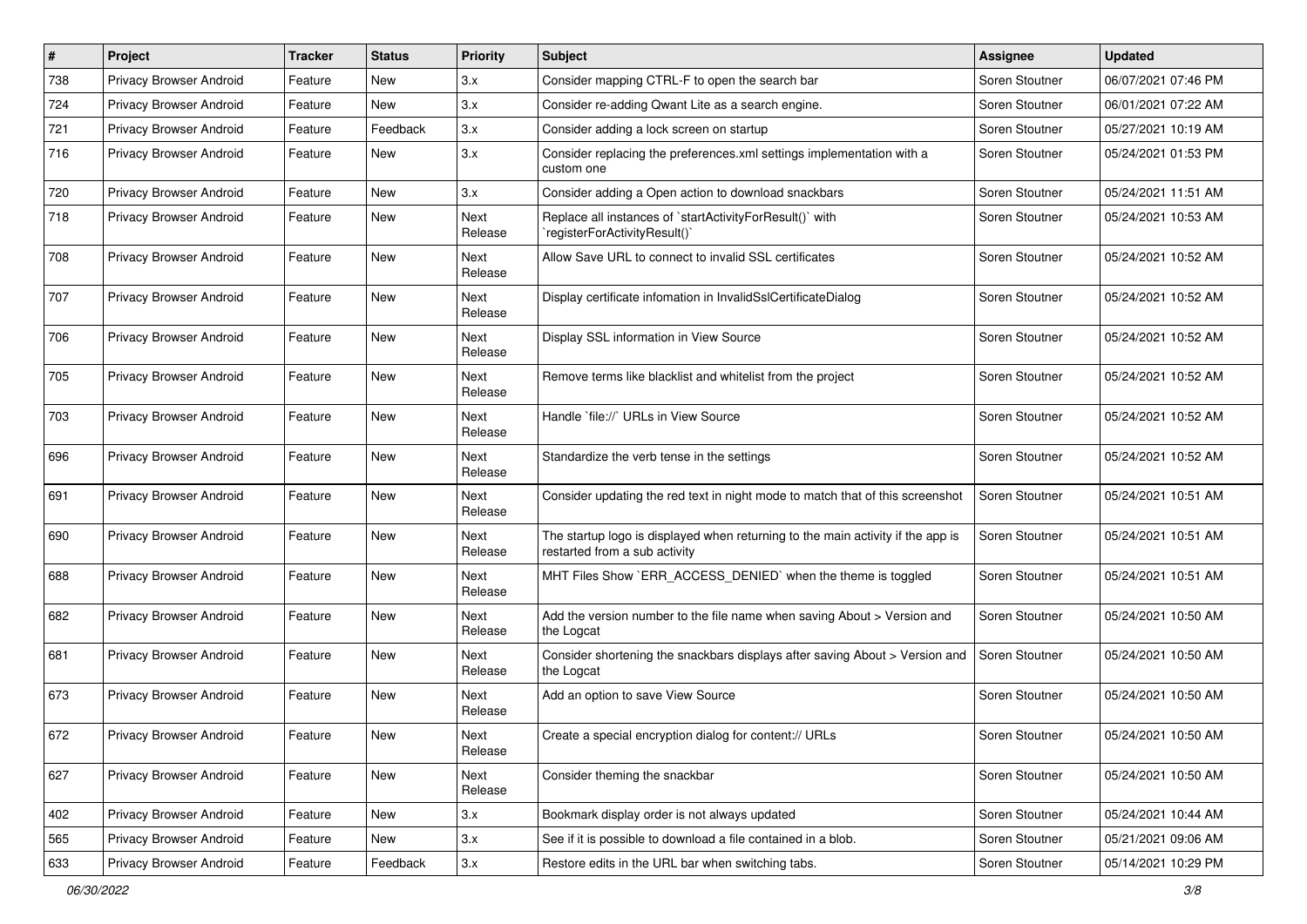| # | Project | Tracker | Status | Priority | Subject | Assignee | Updated |
|---|---|---|---|---|---|---|---|
| 738 | Privacy Browser Android | Feature | New | 3.x | Consider mapping CTRL-F to open the search bar | Soren Stoutner | 06/07/2021 07:46 PM |
| 724 | Privacy Browser Android | Feature | New | 3.x | Consider re-adding Qwant Lite as a search engine. | Soren Stoutner | 06/01/2021 07:22 AM |
| 721 | Privacy Browser Android | Feature | Feedback | 3.x | Consider adding a lock screen on startup | Soren Stoutner | 05/27/2021 10:19 AM |
| 716 | Privacy Browser Android | Feature | New | 3.x | Consider replacing the preferences.xml settings implementation with a custom one | Soren Stoutner | 05/24/2021 01:53 PM |
| 720 | Privacy Browser Android | Feature | New | 3.x | Consider adding a Open action to download snackbars | Soren Stoutner | 05/24/2021 11:51 AM |
| 718 | Privacy Browser Android | Feature | New | Next Release | Replace all instances of `startActivityForResult()` with `registerForActivityResult()` | Soren Stoutner | 05/24/2021 10:53 AM |
| 708 | Privacy Browser Android | Feature | New | Next Release | Allow Save URL to connect to invalid SSL certificates | Soren Stoutner | 05/24/2021 10:52 AM |
| 707 | Privacy Browser Android | Feature | New | Next Release | Display certificate infomation in InvalidSslCertificateDialog | Soren Stoutner | 05/24/2021 10:52 AM |
| 706 | Privacy Browser Android | Feature | New | Next Release | Display SSL information in View Source | Soren Stoutner | 05/24/2021 10:52 AM |
| 705 | Privacy Browser Android | Feature | New | Next Release | Remove terms like blacklist and whitelist from the project | Soren Stoutner | 05/24/2021 10:52 AM |
| 703 | Privacy Browser Android | Feature | New | Next Release | Handle `file://` URLs in View Source | Soren Stoutner | 05/24/2021 10:52 AM |
| 696 | Privacy Browser Android | Feature | New | Next Release | Standardize the verb tense in the settings | Soren Stoutner | 05/24/2021 10:52 AM |
| 691 | Privacy Browser Android | Feature | New | Next Release | Consider updating the red text in night mode to match that of this screenshot | Soren Stoutner | 05/24/2021 10:51 AM |
| 690 | Privacy Browser Android | Feature | New | Next Release | The startup logo is displayed when returning to the main activity if the app is restarted from a sub activity | Soren Stoutner | 05/24/2021 10:51 AM |
| 688 | Privacy Browser Android | Feature | New | Next Release | MHT Files Show `ERR_ACCESS_DENIED` when the theme is toggled | Soren Stoutner | 05/24/2021 10:51 AM |
| 682 | Privacy Browser Android | Feature | New | Next Release | Add the version number to the file name when saving About > Version and the Logcat | Soren Stoutner | 05/24/2021 10:50 AM |
| 681 | Privacy Browser Android | Feature | New | Next Release | Consider shortening the snackbars displays after saving About > Version and the Logcat | Soren Stoutner | 05/24/2021 10:50 AM |
| 673 | Privacy Browser Android | Feature | New | Next Release | Add an option to save View Source | Soren Stoutner | 05/24/2021 10:50 AM |
| 672 | Privacy Browser Android | Feature | New | Next Release | Create a special encryption dialog for content:// URLs | Soren Stoutner | 05/24/2021 10:50 AM |
| 627 | Privacy Browser Android | Feature | New | Next Release | Consider theming the snackbar | Soren Stoutner | 05/24/2021 10:50 AM |
| 402 | Privacy Browser Android | Feature | New | 3.x | Bookmark display order is not always updated | Soren Stoutner | 05/24/2021 10:44 AM |
| 565 | Privacy Browser Android | Feature | New | 3.x | See if it is possible to download a file contained in a blob. | Soren Stoutner | 05/21/2021 09:06 AM |
| 633 | Privacy Browser Android | Feature | Feedback | 3.x | Restore edits in the URL bar when switching tabs. | Soren Stoutner | 05/14/2021 10:29 PM |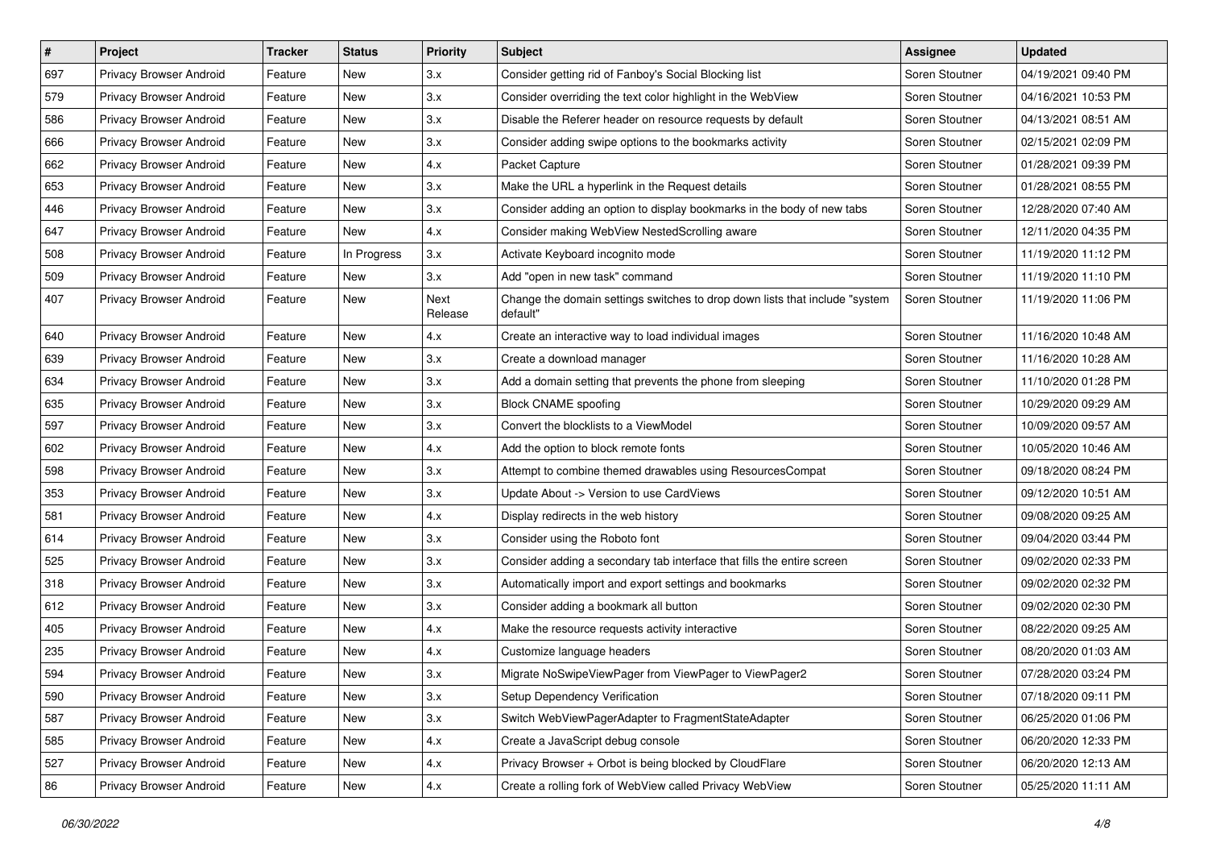| # | Project | Tracker | Status | Priority | Subject | Assignee | Updated |
| --- | --- | --- | --- | --- | --- | --- | --- |
| 697 | Privacy Browser Android | Feature | New | 3.x | Consider getting rid of Fanboy's Social Blocking list | Soren Stoutner | 04/19/2021 09:40 PM |
| 579 | Privacy Browser Android | Feature | New | 3.x | Consider overriding the text color highlight in the WebView | Soren Stoutner | 04/16/2021 10:53 PM |
| 586 | Privacy Browser Android | Feature | New | 3.x | Disable the Referer header on resource requests by default | Soren Stoutner | 04/13/2021 08:51 AM |
| 666 | Privacy Browser Android | Feature | New | 3.x | Consider adding swipe options to the bookmarks activity | Soren Stoutner | 02/15/2021 02:09 PM |
| 662 | Privacy Browser Android | Feature | New | 4.x | Packet Capture | Soren Stoutner | 01/28/2021 09:39 PM |
| 653 | Privacy Browser Android | Feature | New | 3.x | Make the URL a hyperlink in the Request details | Soren Stoutner | 01/28/2021 08:55 PM |
| 446 | Privacy Browser Android | Feature | New | 3.x | Consider adding an option to display bookmarks in the body of new tabs | Soren Stoutner | 12/28/2020 07:40 AM |
| 647 | Privacy Browser Android | Feature | New | 4.x | Consider making WebView NestedScrolling aware | Soren Stoutner | 12/11/2020 04:35 PM |
| 508 | Privacy Browser Android | Feature | In Progress | 3.x | Activate Keyboard incognito mode | Soren Stoutner | 11/19/2020 11:12 PM |
| 509 | Privacy Browser Android | Feature | New | 3.x | Add "open in new task" command | Soren Stoutner | 11/19/2020 11:10 PM |
| 407 | Privacy Browser Android | Feature | New | Next Release | Change the domain settings switches to drop down lists that include "system default" | Soren Stoutner | 11/19/2020 11:06 PM |
| 640 | Privacy Browser Android | Feature | New | 4.x | Create an interactive way to load individual images | Soren Stoutner | 11/16/2020 10:48 AM |
| 639 | Privacy Browser Android | Feature | New | 3.x | Create a download manager | Soren Stoutner | 11/16/2020 10:28 AM |
| 634 | Privacy Browser Android | Feature | New | 3.x | Add a domain setting that prevents the phone from sleeping | Soren Stoutner | 11/10/2020 01:28 PM |
| 635 | Privacy Browser Android | Feature | New | 3.x | Block CNAME spoofing | Soren Stoutner | 10/29/2020 09:29 AM |
| 597 | Privacy Browser Android | Feature | New | 3.x | Convert the blocklists to a ViewModel | Soren Stoutner | 10/09/2020 09:57 AM |
| 602 | Privacy Browser Android | Feature | New | 4.x | Add the option to block remote fonts | Soren Stoutner | 10/05/2020 10:46 AM |
| 598 | Privacy Browser Android | Feature | New | 3.x | Attempt to combine themed drawables using ResourcesCompat | Soren Stoutner | 09/18/2020 08:24 PM |
| 353 | Privacy Browser Android | Feature | New | 3.x | Update About -> Version to use CardViews | Soren Stoutner | 09/12/2020 10:51 AM |
| 581 | Privacy Browser Android | Feature | New | 4.x | Display redirects in the web history | Soren Stoutner | 09/08/2020 09:25 AM |
| 614 | Privacy Browser Android | Feature | New | 3.x | Consider using the Roboto font | Soren Stoutner | 09/04/2020 03:44 PM |
| 525 | Privacy Browser Android | Feature | New | 3.x | Consider adding a secondary tab interface that fills the entire screen | Soren Stoutner | 09/02/2020 02:33 PM |
| 318 | Privacy Browser Android | Feature | New | 3.x | Automatically import and export settings and bookmarks | Soren Stoutner | 09/02/2020 02:32 PM |
| 612 | Privacy Browser Android | Feature | New | 3.x | Consider adding a bookmark all button | Soren Stoutner | 09/02/2020 02:30 PM |
| 405 | Privacy Browser Android | Feature | New | 4.x | Make the resource requests activity interactive | Soren Stoutner | 08/22/2020 09:25 AM |
| 235 | Privacy Browser Android | Feature | New | 4.x | Customize language headers | Soren Stoutner | 08/20/2020 01:03 AM |
| 594 | Privacy Browser Android | Feature | New | 3.x | Migrate NoSwipeViewPager from ViewPager to ViewPager2 | Soren Stoutner | 07/28/2020 03:24 PM |
| 590 | Privacy Browser Android | Feature | New | 3.x | Setup Dependency Verification | Soren Stoutner | 07/18/2020 09:11 PM |
| 587 | Privacy Browser Android | Feature | New | 3.x | Switch WebViewPagerAdapter to FragmentStateAdapter | Soren Stoutner | 06/25/2020 01:06 PM |
| 585 | Privacy Browser Android | Feature | New | 4.x | Create a JavaScript debug console | Soren Stoutner | 06/20/2020 12:33 PM |
| 527 | Privacy Browser Android | Feature | New | 4.x | Privacy Browser + Orbot is being blocked by CloudFlare | Soren Stoutner | 06/20/2020 12:13 AM |
| 86 | Privacy Browser Android | Feature | New | 4.x | Create a rolling fork of WebView called Privacy WebView | Soren Stoutner | 05/25/2020 11:11 AM |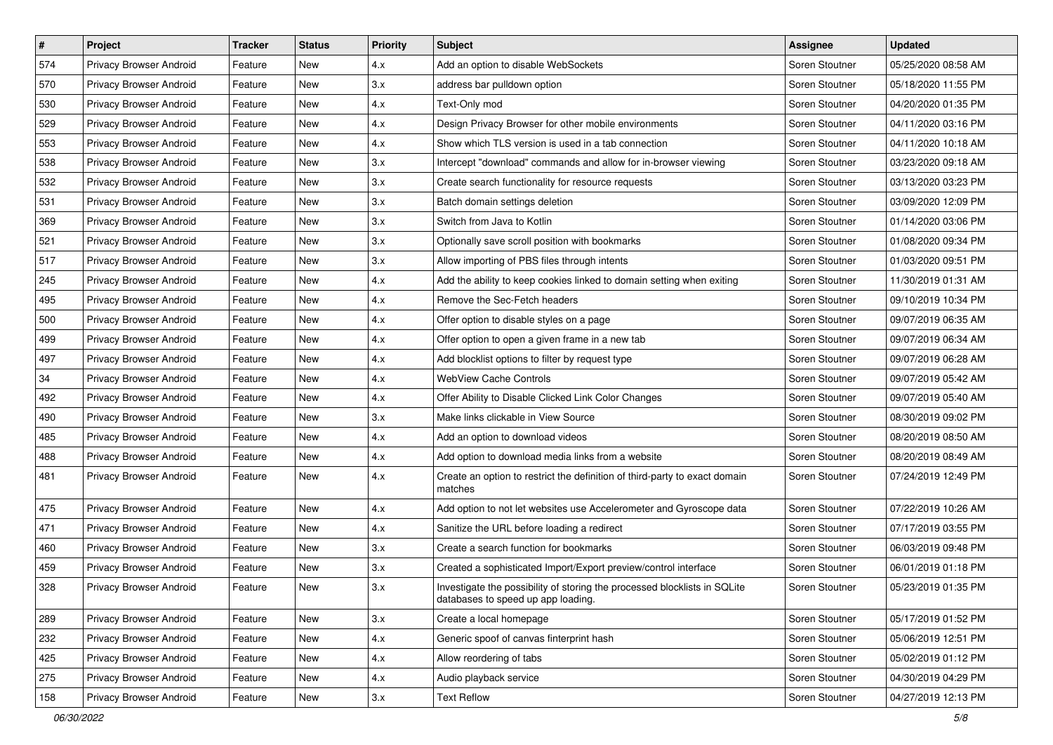| # | Project | Tracker | Status | Priority | Subject | Assignee | Updated |
|---|---|---|---|---|---|---|---|
| 574 | Privacy Browser Android | Feature | New | 4.x | Add an option to disable WebSockets | Soren Stoutner | 05/25/2020 08:58 AM |
| 570 | Privacy Browser Android | Feature | New | 3.x | address bar pulldown option | Soren Stoutner | 05/18/2020 11:55 PM |
| 530 | Privacy Browser Android | Feature | New | 4.x | Text-Only mod | Soren Stoutner | 04/20/2020 01:35 PM |
| 529 | Privacy Browser Android | Feature | New | 4.x | Design Privacy Browser for other mobile environments | Soren Stoutner | 04/11/2020 03:16 PM |
| 553 | Privacy Browser Android | Feature | New | 4.x | Show which TLS version is used in a tab connection | Soren Stoutner | 04/11/2020 10:18 AM |
| 538 | Privacy Browser Android | Feature | New | 3.x | Intercept "download" commands and allow for in-browser viewing | Soren Stoutner | 03/23/2020 09:18 AM |
| 532 | Privacy Browser Android | Feature | New | 3.x | Create search functionality for resource requests | Soren Stoutner | 03/13/2020 03:23 PM |
| 531 | Privacy Browser Android | Feature | New | 3.x | Batch domain settings deletion | Soren Stoutner | 03/09/2020 12:09 PM |
| 369 | Privacy Browser Android | Feature | New | 3.x | Switch from Java to Kotlin | Soren Stoutner | 01/14/2020 03:06 PM |
| 521 | Privacy Browser Android | Feature | New | 3.x | Optionally save scroll position with bookmarks | Soren Stoutner | 01/08/2020 09:34 PM |
| 517 | Privacy Browser Android | Feature | New | 3.x | Allow importing of PBS files through intents | Soren Stoutner | 01/03/2020 09:51 PM |
| 245 | Privacy Browser Android | Feature | New | 4.x | Add the ability to keep cookies linked to domain setting when exiting | Soren Stoutner | 11/30/2019 01:31 AM |
| 495 | Privacy Browser Android | Feature | New | 4.x | Remove the Sec-Fetch headers | Soren Stoutner | 09/10/2019 10:34 PM |
| 500 | Privacy Browser Android | Feature | New | 4.x | Offer option to disable styles on a page | Soren Stoutner | 09/07/2019 06:35 AM |
| 499 | Privacy Browser Android | Feature | New | 4.x | Offer option to open a given frame in a new tab | Soren Stoutner | 09/07/2019 06:34 AM |
| 497 | Privacy Browser Android | Feature | New | 4.x | Add blocklist options to filter by request type | Soren Stoutner | 09/07/2019 06:28 AM |
| 34 | Privacy Browser Android | Feature | New | 4.x | WebView Cache Controls | Soren Stoutner | 09/07/2019 05:42 AM |
| 492 | Privacy Browser Android | Feature | New | 4.x | Offer Ability to Disable Clicked Link Color Changes | Soren Stoutner | 09/07/2019 05:40 AM |
| 490 | Privacy Browser Android | Feature | New | 3.x | Make links clickable in View Source | Soren Stoutner | 08/30/2019 09:02 PM |
| 485 | Privacy Browser Android | Feature | New | 4.x | Add an option to download videos | Soren Stoutner | 08/20/2019 08:50 AM |
| 488 | Privacy Browser Android | Feature | New | 4.x | Add option to download media links from a website | Soren Stoutner | 08/20/2019 08:49 AM |
| 481 | Privacy Browser Android | Feature | New | 4.x | Create an option to restrict the definition of third-party to exact domain matches | Soren Stoutner | 07/24/2019 12:49 PM |
| 475 | Privacy Browser Android | Feature | New | 4.x | Add option to not let websites use Accelerometer and Gyroscope data | Soren Stoutner | 07/22/2019 10:26 AM |
| 471 | Privacy Browser Android | Feature | New | 4.x | Sanitize the URL before loading a redirect | Soren Stoutner | 07/17/2019 03:55 PM |
| 460 | Privacy Browser Android | Feature | New | 3.x | Create a search function for bookmarks | Soren Stoutner | 06/03/2019 09:48 PM |
| 459 | Privacy Browser Android | Feature | New | 3.x | Created a sophisticated Import/Export preview/control interface | Soren Stoutner | 06/01/2019 01:18 PM |
| 328 | Privacy Browser Android | Feature | New | 3.x | Investigate the possibility of storing the processed blocklists in SQLite databases to speed up app loading. | Soren Stoutner | 05/23/2019 01:35 PM |
| 289 | Privacy Browser Android | Feature | New | 3.x | Create a local homepage | Soren Stoutner | 05/17/2019 01:52 PM |
| 232 | Privacy Browser Android | Feature | New | 4.x | Generic spoof of canvas finterprint hash | Soren Stoutner | 05/06/2019 12:51 PM |
| 425 | Privacy Browser Android | Feature | New | 4.x | Allow reordering of tabs | Soren Stoutner | 05/02/2019 01:12 PM |
| 275 | Privacy Browser Android | Feature | New | 4.x | Audio playback service | Soren Stoutner | 04/30/2019 04:29 PM |
| 158 | Privacy Browser Android | Feature | New | 3.x | Text Reflow | Soren Stoutner | 04/27/2019 12:13 PM |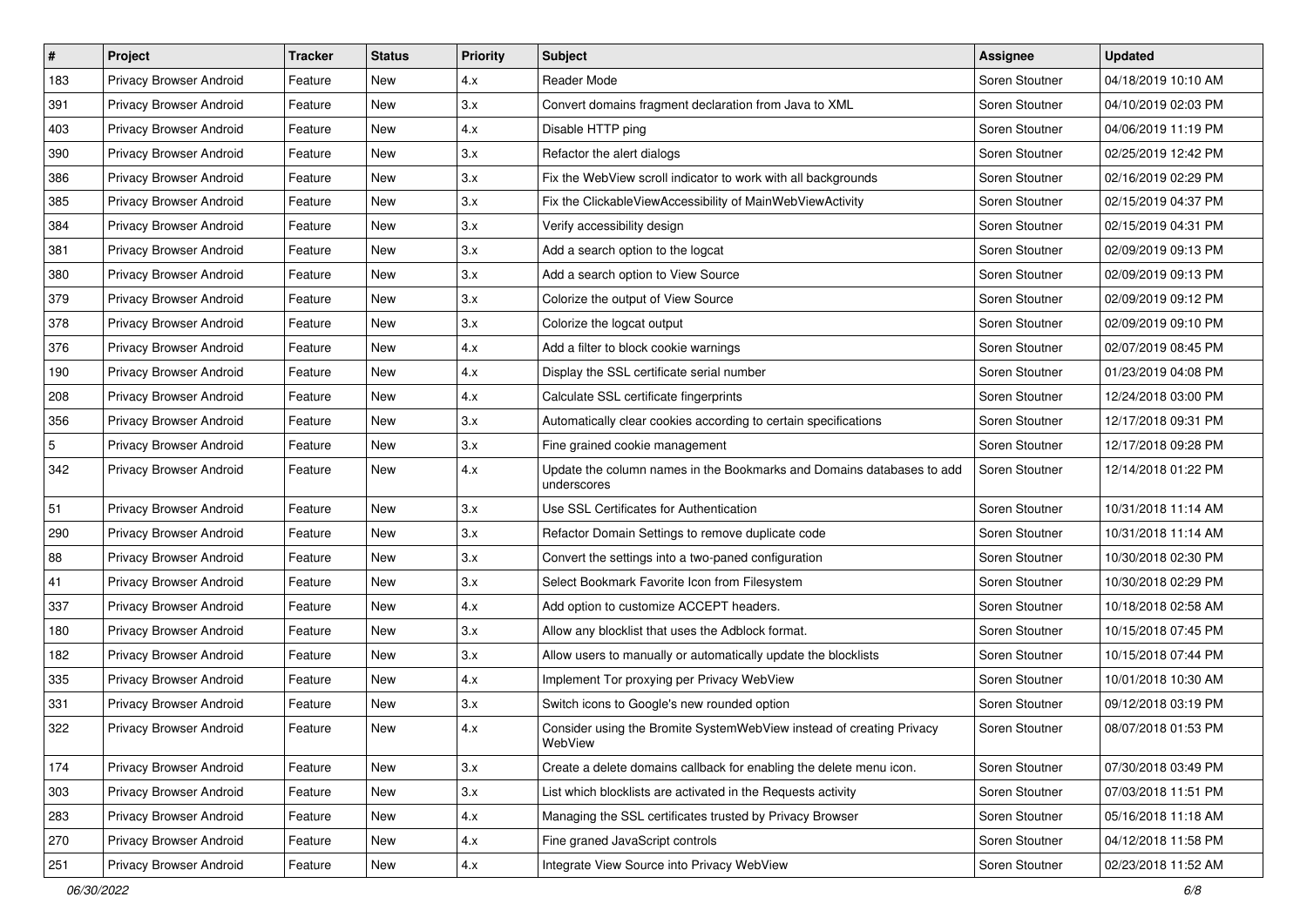| # | Project | Tracker | Status | Priority | Subject | Assignee | Updated |
|---|---|---|---|---|---|---|---|
| 183 | Privacy Browser Android | Feature | New | 4.x | Reader Mode | Soren Stoutner | 04/18/2019 10:10 AM |
| 391 | Privacy Browser Android | Feature | New | 3.x | Convert domains fragment declaration from Java to XML | Soren Stoutner | 04/10/2019 02:03 PM |
| 403 | Privacy Browser Android | Feature | New | 4.x | Disable HTTP ping | Soren Stoutner | 04/06/2019 11:19 PM |
| 390 | Privacy Browser Android | Feature | New | 3.x | Refactor the alert dialogs | Soren Stoutner | 02/25/2019 12:42 PM |
| 386 | Privacy Browser Android | Feature | New | 3.x | Fix the WebView scroll indicator to work with all backgrounds | Soren Stoutner | 02/16/2019 02:29 PM |
| 385 | Privacy Browser Android | Feature | New | 3.x | Fix the ClickableViewAccessibility of MainWebViewActivity | Soren Stoutner | 02/15/2019 04:37 PM |
| 384 | Privacy Browser Android | Feature | New | 3.x | Verify accessibility design | Soren Stoutner | 02/15/2019 04:31 PM |
| 381 | Privacy Browser Android | Feature | New | 3.x | Add a search option to the logcat | Soren Stoutner | 02/09/2019 09:13 PM |
| 380 | Privacy Browser Android | Feature | New | 3.x | Add a search option to View Source | Soren Stoutner | 02/09/2019 09:13 PM |
| 379 | Privacy Browser Android | Feature | New | 3.x | Colorize the output of View Source | Soren Stoutner | 02/09/2019 09:12 PM |
| 378 | Privacy Browser Android | Feature | New | 3.x | Colorize the logcat output | Soren Stoutner | 02/09/2019 09:10 PM |
| 376 | Privacy Browser Android | Feature | New | 4.x | Add a filter to block cookie warnings | Soren Stoutner | 02/07/2019 08:45 PM |
| 190 | Privacy Browser Android | Feature | New | 4.x | Display the SSL certificate serial number | Soren Stoutner | 01/23/2019 04:08 PM |
| 208 | Privacy Browser Android | Feature | New | 4.x | Calculate SSL certificate fingerprints | Soren Stoutner | 12/24/2018 03:00 PM |
| 356 | Privacy Browser Android | Feature | New | 3.x | Automatically clear cookies according to certain specifications | Soren Stoutner | 12/17/2018 09:31 PM |
| 5 | Privacy Browser Android | Feature | New | 3.x | Fine grained cookie management | Soren Stoutner | 12/17/2018 09:28 PM |
| 342 | Privacy Browser Android | Feature | New | 4.x | Update the column names in the Bookmarks and Domains databases to add underscores | Soren Stoutner | 12/14/2018 01:22 PM |
| 51 | Privacy Browser Android | Feature | New | 3.x | Use SSL Certificates for Authentication | Soren Stoutner | 10/31/2018 11:14 AM |
| 290 | Privacy Browser Android | Feature | New | 3.x | Refactor Domain Settings to remove duplicate code | Soren Stoutner | 10/31/2018 11:14 AM |
| 88 | Privacy Browser Android | Feature | New | 3.x | Convert the settings into a two-paned configuration | Soren Stoutner | 10/30/2018 02:30 PM |
| 41 | Privacy Browser Android | Feature | New | 3.x | Select Bookmark Favorite Icon from Filesystem | Soren Stoutner | 10/30/2018 02:29 PM |
| 337 | Privacy Browser Android | Feature | New | 4.x | Add option to customize ACCEPT headers. | Soren Stoutner | 10/18/2018 02:58 AM |
| 180 | Privacy Browser Android | Feature | New | 3.x | Allow any blocklist that uses the Adblock format. | Soren Stoutner | 10/15/2018 07:45 PM |
| 182 | Privacy Browser Android | Feature | New | 3.x | Allow users to manually or automatically update the blocklists | Soren Stoutner | 10/15/2018 07:44 PM |
| 335 | Privacy Browser Android | Feature | New | 4.x | Implement Tor proxying per Privacy WebView | Soren Stoutner | 10/01/2018 10:30 AM |
| 331 | Privacy Browser Android | Feature | New | 3.x | Switch icons to Google's new rounded option | Soren Stoutner | 09/12/2018 03:19 PM |
| 322 | Privacy Browser Android | Feature | New | 4.x | Consider using the Bromite SystemWebView instead of creating Privacy WebView | Soren Stoutner | 08/07/2018 01:53 PM |
| 174 | Privacy Browser Android | Feature | New | 3.x | Create a delete domains callback for enabling the delete menu icon. | Soren Stoutner | 07/30/2018 03:49 PM |
| 303 | Privacy Browser Android | Feature | New | 3.x | List which blocklists are activated in the Requests activity | Soren Stoutner | 07/03/2018 11:51 PM |
| 283 | Privacy Browser Android | Feature | New | 4.x | Managing the SSL certificates trusted by Privacy Browser | Soren Stoutner | 05/16/2018 11:18 AM |
| 270 | Privacy Browser Android | Feature | New | 4.x | Fine graned JavaScript controls | Soren Stoutner | 04/12/2018 11:58 PM |
| 251 | Privacy Browser Android | Feature | New | 4.x | Integrate View Source into Privacy WebView | Soren Stoutner | 02/23/2018 11:52 AM |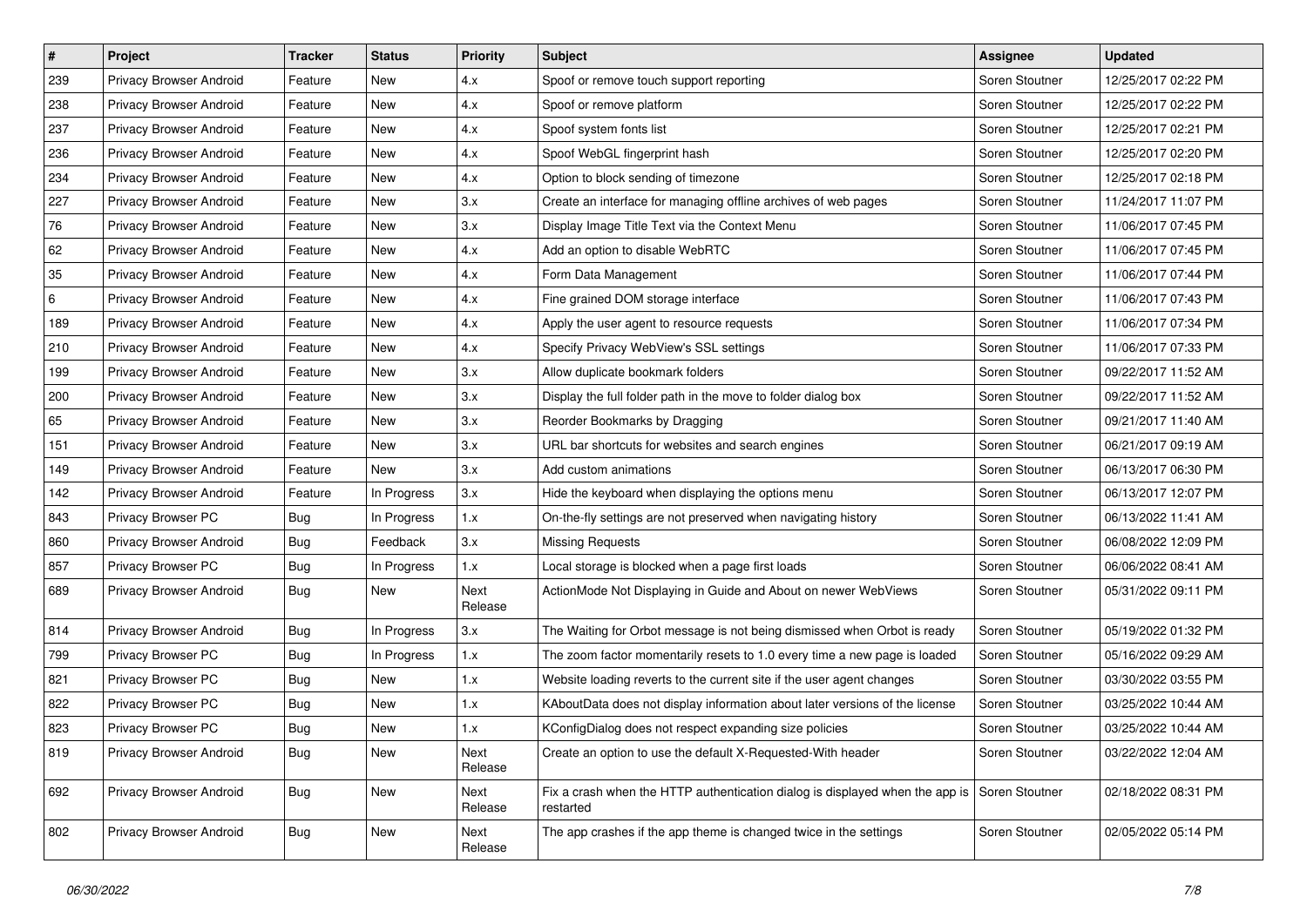| # | Project | Tracker | Status | Priority | Subject | Assignee | Updated |
|---|---|---|---|---|---|---|---|
| 239 | Privacy Browser Android | Feature | New | 4.x | Spoof or remove touch support reporting | Soren Stoutner | 12/25/2017 02:22 PM |
| 238 | Privacy Browser Android | Feature | New | 4.x | Spoof or remove platform | Soren Stoutner | 12/25/2017 02:22 PM |
| 237 | Privacy Browser Android | Feature | New | 4.x | Spoof system fonts list | Soren Stoutner | 12/25/2017 02:21 PM |
| 236 | Privacy Browser Android | Feature | New | 4.x | Spoof WebGL fingerprint hash | Soren Stoutner | 12/25/2017 02:20 PM |
| 234 | Privacy Browser Android | Feature | New | 4.x | Option to block sending of timezone | Soren Stoutner | 12/25/2017 02:18 PM |
| 227 | Privacy Browser Android | Feature | New | 3.x | Create an interface for managing offline archives of web pages | Soren Stoutner | 11/24/2017 11:07 PM |
| 76 | Privacy Browser Android | Feature | New | 3.x | Display Image Title Text via the Context Menu | Soren Stoutner | 11/06/2017 07:45 PM |
| 62 | Privacy Browser Android | Feature | New | 4.x | Add an option to disable WebRTC | Soren Stoutner | 11/06/2017 07:45 PM |
| 35 | Privacy Browser Android | Feature | New | 4.x | Form Data Management | Soren Stoutner | 11/06/2017 07:44 PM |
| 6 | Privacy Browser Android | Feature | New | 4.x | Fine grained DOM storage interface | Soren Stoutner | 11/06/2017 07:43 PM |
| 189 | Privacy Browser Android | Feature | New | 4.x | Apply the user agent to resource requests | Soren Stoutner | 11/06/2017 07:34 PM |
| 210 | Privacy Browser Android | Feature | New | 4.x | Specify Privacy WebView's SSL settings | Soren Stoutner | 11/06/2017 07:33 PM |
| 199 | Privacy Browser Android | Feature | New | 3.x | Allow duplicate bookmark folders | Soren Stoutner | 09/22/2017 11:52 AM |
| 200 | Privacy Browser Android | Feature | New | 3.x | Display the full folder path in the move to folder dialog box | Soren Stoutner | 09/22/2017 11:52 AM |
| 65 | Privacy Browser Android | Feature | New | 3.x | Reorder Bookmarks by Dragging | Soren Stoutner | 09/21/2017 11:40 AM |
| 151 | Privacy Browser Android | Feature | New | 3.x | URL bar shortcuts for websites and search engines | Soren Stoutner | 06/21/2017 09:19 AM |
| 149 | Privacy Browser Android | Feature | New | 3.x | Add custom animations | Soren Stoutner | 06/13/2017 06:30 PM |
| 142 | Privacy Browser Android | Feature | In Progress | 3.x | Hide the keyboard when displaying the options menu | Soren Stoutner | 06/13/2017 12:07 PM |
| 843 | Privacy Browser PC | Bug | In Progress | 1.x | On-the-fly settings are not preserved when navigating history | Soren Stoutner | 06/13/2022 11:41 AM |
| 860 | Privacy Browser Android | Bug | Feedback | 3.x | Missing Requests | Soren Stoutner | 06/08/2022 12:09 PM |
| 857 | Privacy Browser PC | Bug | In Progress | 1.x | Local storage is blocked when a page first loads | Soren Stoutner | 06/06/2022 08:41 AM |
| 689 | Privacy Browser Android | Bug | New | Next Release | ActionMode Not Displaying in Guide and About on newer WebViews | Soren Stoutner | 05/31/2022 09:11 PM |
| 814 | Privacy Browser Android | Bug | In Progress | 3.x | The Waiting for Orbot message is not being dismissed when Orbot is ready | Soren Stoutner | 05/19/2022 01:32 PM |
| 799 | Privacy Browser PC | Bug | In Progress | 1.x | The zoom factor momentarily resets to 1.0 every time a new page is loaded | Soren Stoutner | 05/16/2022 09:29 AM |
| 821 | Privacy Browser PC | Bug | New | 1.x | Website loading reverts to the current site if the user agent changes | Soren Stoutner | 03/30/2022 03:55 PM |
| 822 | Privacy Browser PC | Bug | New | 1.x | KAboutData does not display information about later versions of the license | Soren Stoutner | 03/25/2022 10:44 AM |
| 823 | Privacy Browser PC | Bug | New | 1.x | KConfigDialog does not respect expanding size policies | Soren Stoutner | 03/25/2022 10:44 AM |
| 819 | Privacy Browser Android | Bug | New | Next Release | Create an option to use the default X-Requested-With header | Soren Stoutner | 03/22/2022 12:04 AM |
| 692 | Privacy Browser Android | Bug | New | Next Release | Fix a crash when the HTTP authentication dialog is displayed when the app is restarted | Soren Stoutner | 02/18/2022 08:31 PM |
| 802 | Privacy Browser Android | Bug | New | Next Release | The app crashes if the app theme is changed twice in the settings | Soren Stoutner | 02/05/2022 05:14 PM |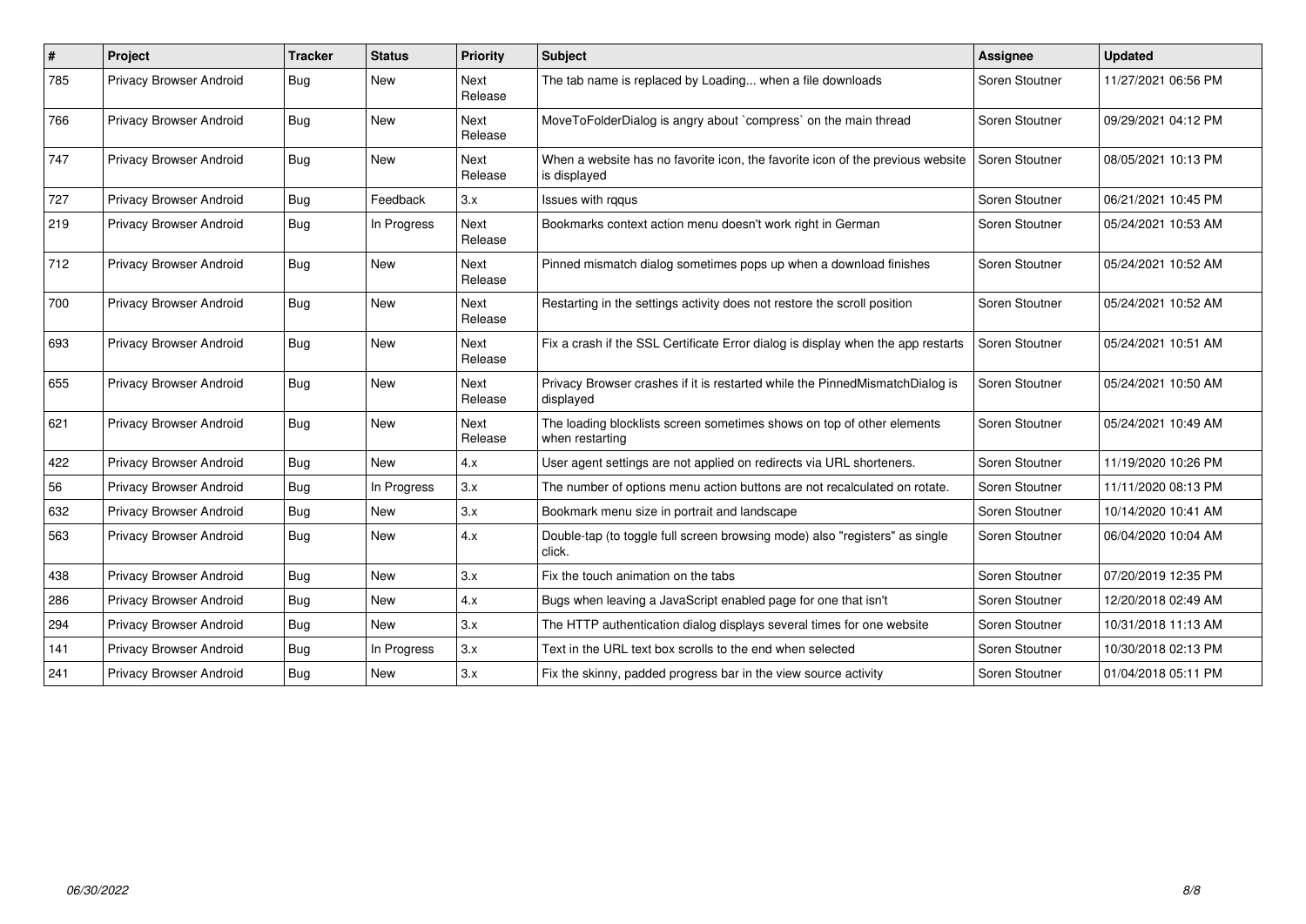| # | Project | Tracker | Status | Priority | Subject | Assignee | Updated |
|---|---|---|---|---|---|---|---|
| 785 | Privacy Browser Android | Bug | New | Next Release | The tab name is replaced by Loading... when a file downloads | Soren Stoutner | 11/27/2021 06:56 PM |
| 766 | Privacy Browser Android | Bug | New | Next Release | MoveToFolderDialog is angry about `compress` on the main thread | Soren Stoutner | 09/29/2021 04:12 PM |
| 747 | Privacy Browser Android | Bug | New | Next Release | When a website has no favorite icon, the favorite icon of the previous website is displayed | Soren Stoutner | 08/05/2021 10:13 PM |
| 727 | Privacy Browser Android | Bug | Feedback | 3.x | Issues with rqqus | Soren Stoutner | 06/21/2021 10:45 PM |
| 219 | Privacy Browser Android | Bug | In Progress | Next Release | Bookmarks context action menu doesn't work right in German | Soren Stoutner | 05/24/2021 10:53 AM |
| 712 | Privacy Browser Android | Bug | New | Next Release | Pinned mismatch dialog sometimes pops up when a download finishes | Soren Stoutner | 05/24/2021 10:52 AM |
| 700 | Privacy Browser Android | Bug | New | Next Release | Restarting in the settings activity does not restore the scroll position | Soren Stoutner | 05/24/2021 10:52 AM |
| 693 | Privacy Browser Android | Bug | New | Next Release | Fix a crash if the SSL Certificate Error dialog is display when the app restarts | Soren Stoutner | 05/24/2021 10:51 AM |
| 655 | Privacy Browser Android | Bug | New | Next Release | Privacy Browser crashes if it is restarted while the PinnedMismatchDialog is displayed | Soren Stoutner | 05/24/2021 10:50 AM |
| 621 | Privacy Browser Android | Bug | New | Next Release | The loading blocklists screen sometimes shows on top of other elements when restarting | Soren Stoutner | 05/24/2021 10:49 AM |
| 422 | Privacy Browser Android | Bug | New | 4.x | User agent settings are not applied on redirects via URL shorteners. | Soren Stoutner | 11/19/2020 10:26 PM |
| 56 | Privacy Browser Android | Bug | In Progress | 3.x | The number of options menu action buttons are not recalculated on rotate. | Soren Stoutner | 11/11/2020 08:13 PM |
| 632 | Privacy Browser Android | Bug | New | 3.x | Bookmark menu size in portrait and landscape | Soren Stoutner | 10/14/2020 10:41 AM |
| 563 | Privacy Browser Android | Bug | New | 4.x | Double-tap (to toggle full screen browsing mode) also "registers" as single click. | Soren Stoutner | 06/04/2020 10:04 AM |
| 438 | Privacy Browser Android | Bug | New | 3.x | Fix the touch animation on the tabs | Soren Stoutner | 07/20/2019 12:35 PM |
| 286 | Privacy Browser Android | Bug | New | 4.x | Bugs when leaving a JavaScript enabled page for one that isn't | Soren Stoutner | 12/20/2018 02:49 AM |
| 294 | Privacy Browser Android | Bug | New | 3.x | The HTTP authentication dialog displays several times for one website | Soren Stoutner | 10/31/2018 11:13 AM |
| 141 | Privacy Browser Android | Bug | In Progress | 3.x | Text in the URL text box scrolls to the end when selected | Soren Stoutner | 10/30/2018 02:13 PM |
| 241 | Privacy Browser Android | Bug | New | 3.x | Fix the skinny, padded progress bar in the view source activity | Soren Stoutner | 01/04/2018 05:11 PM |